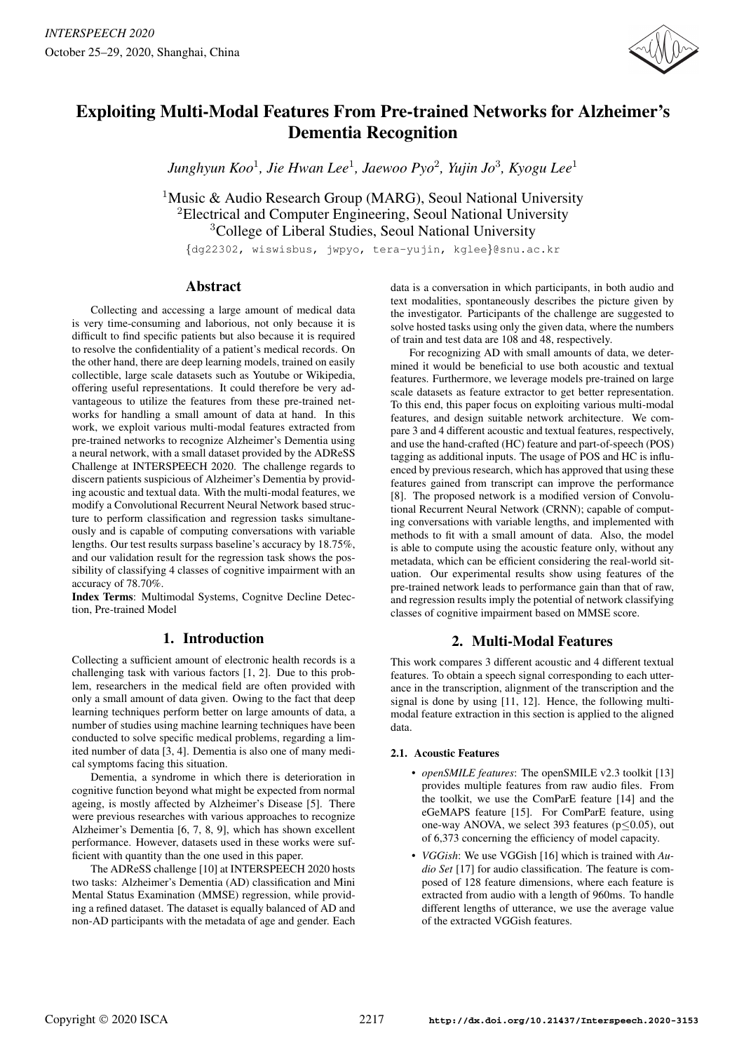# Exploiting Multi-Modal Features From Pre-trained Networks for Alzheimer's Dementia Recognition

*Junghyun Koo*[1], *Jie Hwan Lee*[1], *Jaewoo Pyo*[2], *Yujin Jo*[3], *Kyogu Lee*[1]

[1]Music & Audio Research Group (MARG), Seoul National University
[2]Electrical and Computer Engineering, Seoul National University
[3]College of Liberal Studies, Seoul National University

{dg22302, wiswisbus, jwpyo, tera-yujin, kglee}@snu.ac.kr

## Abstract

Collecting and accessing a large amount of medical data is very time-consuming and laborious, not only because it is difficult to find specific patients but also because it is required to resolve the confidentiality of a patient's medical records. On the other hand, there are deep learning models, trained on easily collectible, large scale datasets such as Youtube or Wikipedia, offering useful representations. It could therefore be very advantageous to utilize the features from these pre-trained networks for handling a small amount of data at hand. In this work, we exploit various multi-modal features extracted from pre-trained networks to recognize Alzheimer's Dementia using a neural network, with a small dataset provided by the ADReSS Challenge at INTERSPEECH 2020. The challenge regards to discern patients suspicious of Alzheimer's Dementia by providing acoustic and textual data. With the multi-modal features, we modify a Convolutional Recurrent Neural Network based structure to perform classification and regression tasks simultaneously and is capable of computing conversations with variable lengths. Our test results surpass baseline's accuracy by 18.75%, and our validation result for the regression task shows the possibility of classifying 4 classes of cognitive impairment with an accuracy of 78.70%.

**Index Terms**: Multimodal Systems, Cognitve Decline Detection, Pre-trained Model

## 1. Introduction

Collecting a sufficient amount of electronic health records is a challenging task with various factors [1, 2]. Due to this problem, researchers in the medical field are often provided with only a small amount of data given. Owing to the fact that deep learning techniques perform better on large amounts of data, a number of studies using machine learning techniques have been conducted to solve specific medical problems, regarding a limited number of data [3, 4]. Dementia is also one of many medical symptoms facing this situation.

Dementia, a syndrome in which there is deterioration in cognitive function beyond what might be expected from normal ageing, is mostly affected by Alzheimer's Disease [5]. There were previous researches with various approaches to recognize Alzheimer's Dementia [6, 7, 8, 9], which has shown excellent performance. However, datasets used in these works were sufficient with quantity than the one used in this paper.

The ADReSS challenge [10] at INTERSPEECH 2020 hosts two tasks: Alzheimer's Dementia (AD) classification and Mini Mental Status Examination (MMSE) regression, while providing a refined dataset. The dataset is equally balanced of AD and non-AD participants with the metadata of age and gender. Each data is a conversation in which participants, in both audio and text modalities, spontaneously describes the picture given by the investigator. Participants of the challenge are suggested to solve hosted tasks using only the given data, where the numbers of train and test data are 108 and 48, respectively.

For recognizing AD with small amounts of data, we determined it would be beneficial to use both acoustic and textual features. Furthermore, we leverage models pre-trained on large scale datasets as feature extractor to get better representation. To this end, this paper focus on exploiting various multi-modal features, and design suitable network architecture. We compare 3 and 4 different acoustic and textual features, respectively, and use the hand-crafted (HC) feature and part-of-speech (POS) tagging as additional inputs. The usage of POS and HC is influenced by previous research, which has approved that using these features gained from transcript can improve the performance [8]. The proposed network is a modified version of Convolutional Recurrent Neural Network (CRNN); capable of computing conversations with variable lengths, and implemented with methods to fit with a small amount of data. Also, the model is able to compute using the acoustic feature only, without any metadata, which can be efficient considering the real-world situation. Our experimental results show using features of the pre-trained network leads to performance gain than that of raw, and regression results imply the potential of network classifying classes of cognitive impairment based on MMSE score.

## 2. Multi-Modal Features

This work compares 3 different acoustic and 4 different textual features. To obtain a speech signal corresponding to each utterance in the transcription, alignment of the transcription and the signal is done by using [11, 12]. Hence, the following multi-modal feature extraction in this section is applied to the aligned data.

### 2.1. Acoustic Features

- *openSMILE features*: The openSMILE v2.3 toolkit [13] provides multiple features from raw audio files. From the toolkit, we use the ComParE feature [14] and the eGeMAPS feature [15]. For ComParE feature, using one-way ANOVA, we select 393 features ($p \leq 0.05$), out of 6,373 concerning the efficiency of model capacity.
- *VGGish*: We use VGGish [16] which is trained with *Audio Set* [17] for audio classification. The feature is composed of 128 feature dimensions, where each feature is extracted from audio with a length of 960ms. To handle different lengths of utterance, we use the average value of the extracted VGGish features.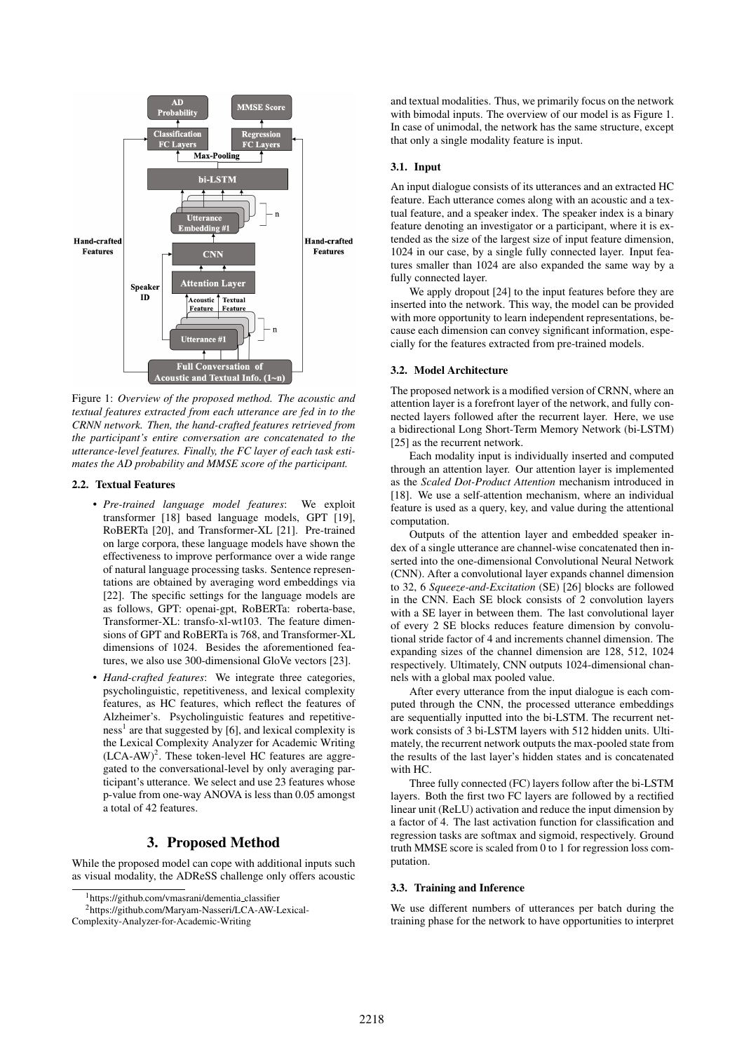Figure 1: *Overview of the proposed method. The acoustic and textual features extracted from each utterance are fed in to the CRNN network. Then, the hand-crafted features retrieved from the participant's entire conversation are concatenated to the utterance-level features. Finally, the FC layer of each task estimates the AD probability and MMSE score of the participant.*

### 2.2. Textual Features

- *Pre-trained language model features*: We exploit transformer [18] based language models, GPT [19], RoBERTa [20], and Transformer-XL [21]. Pre-trained on large corpora, these language models have shown the effectiveness to improve performance over a wide range of natural language processing tasks. Sentence representations are obtained by averaging word embeddings via [22]. The specific settings for the language models are as follows, GPT: openai-gpt, RoBERTa: roberta-base, Transformer-XL: transfo-xl-wt103. The feature dimensions of GPT and RoBERTa is 768, and Transformer-XL dimensions of 1024. Besides the aforementioned features, we also use 300-dimensional GloVe vectors [23].
- *Hand-crafted features*: We integrate three categories, psycholinguistic, repetitiveness, and lexical complexity features, as HC features, which reflect the features of Alzheimer's. Psycholinguistic features and repetitiveness[1] are that suggested by [6], and lexical complexity is the Lexical Complexity Analyzer for Academic Writing (LCA-AW)[2]. These token-level HC features are aggregated to the conversational-level by only averaging participant's utterance. We select and use 23 features whose p-value from one-way ANOVA is less than 0.05 amongst a total of 42 features.

## 3. Proposed Method

While the proposed model can cope with additional inputs such as visual modality, the ADReSS challenge only offers acoustic and textual modalities. Thus, we primarily focus on the network with bimodal inputs. The overview of our model is as Figure 1. In case of unimodal, the network has the same structure, except that only a single modality feature is input.

### 3.1. Input

An input dialogue consists of its utterances and an extracted HC feature. Each utterance comes along with an acoustic and a textual feature, and a speaker index. The speaker index is a binary feature denoting an investigator or a participant, where it is extended as the size of the largest size of input feature dimension, 1024 in our case, by a single fully connected layer. Input features smaller than 1024 are also expanded the same way by a fully connected layer.

We apply dropout [24] to the input features before they are inserted into the network. This way, the model can be provided with more opportunity to learn independent representations, because each dimension can convey significant information, especially for the features extracted from pre-trained models.

### 3.2. Model Architecture

The proposed network is a modified version of CRNN, where an attention layer is a forefront layer of the network, and fully connected layers followed after the recurrent layer. Here, we use a bidirectional Long Short-Term Memory Network (bi-LSTM) [25] as the recurrent network.

Each modality input is individually inserted and computed through an attention layer. Our attention layer is implemented as the *Scaled Dot-Product Attention* mechanism introduced in [18]. We use a self-attention mechanism, where an individual feature is used as a query, key, and value during the attentional computation.

Outputs of the attention layer and embedded speaker index of a single utterance are channel-wise concatenated then inserted into the one-dimensional Convolutional Neural Network (CNN). After a convolutional layer expands channel dimension to 32, 6 *Squeeze-and-Excitation* (SE) [26] blocks are followed in the CNN. Each SE block consists of 2 convolution layers with a SE layer in between them. The last convolutional layer of every 2 SE blocks reduces feature dimension by convolutional stride factor of 4 and increments channel dimension. The expanding sizes of the channel dimension are 128, 512, 1024 respectively. Ultimately, CNN outputs 1024-dimensional channels with a global max pooled value.

After every utterance from the input dialogue is each computed through the CNN, the processed utterance embeddings are sequentially inputted into the bi-LSTM. The recurrent network consists of 3 bi-LSTM layers with 512 hidden units. Ultimately, the recurrent network outputs the max-pooled state from the results of the last layer's hidden states and is concatenated with HC.

Three fully connected (FC) layers follow after the bi-LSTM layers. Both the first two FC layers are followed by a rectified linear unit (ReLU) activation and reduce the input dimension by a factor of 4. The last activation function for classification and regression tasks are softmax and sigmoid, respectively. Ground truth MMSE score is scaled from 0 to 1 for regression loss computation.

### 3.3. Training and Inference

We use different numbers of utterances per batch during the training phase for the network to have opportunities to interpret

[1] https://github.com/vmasrani/dementia_classifier

[2] https://github.com/Maryam-Nasseri/LCA-AW-Lexical-Complexity-Analyzer-for-Academic-Writing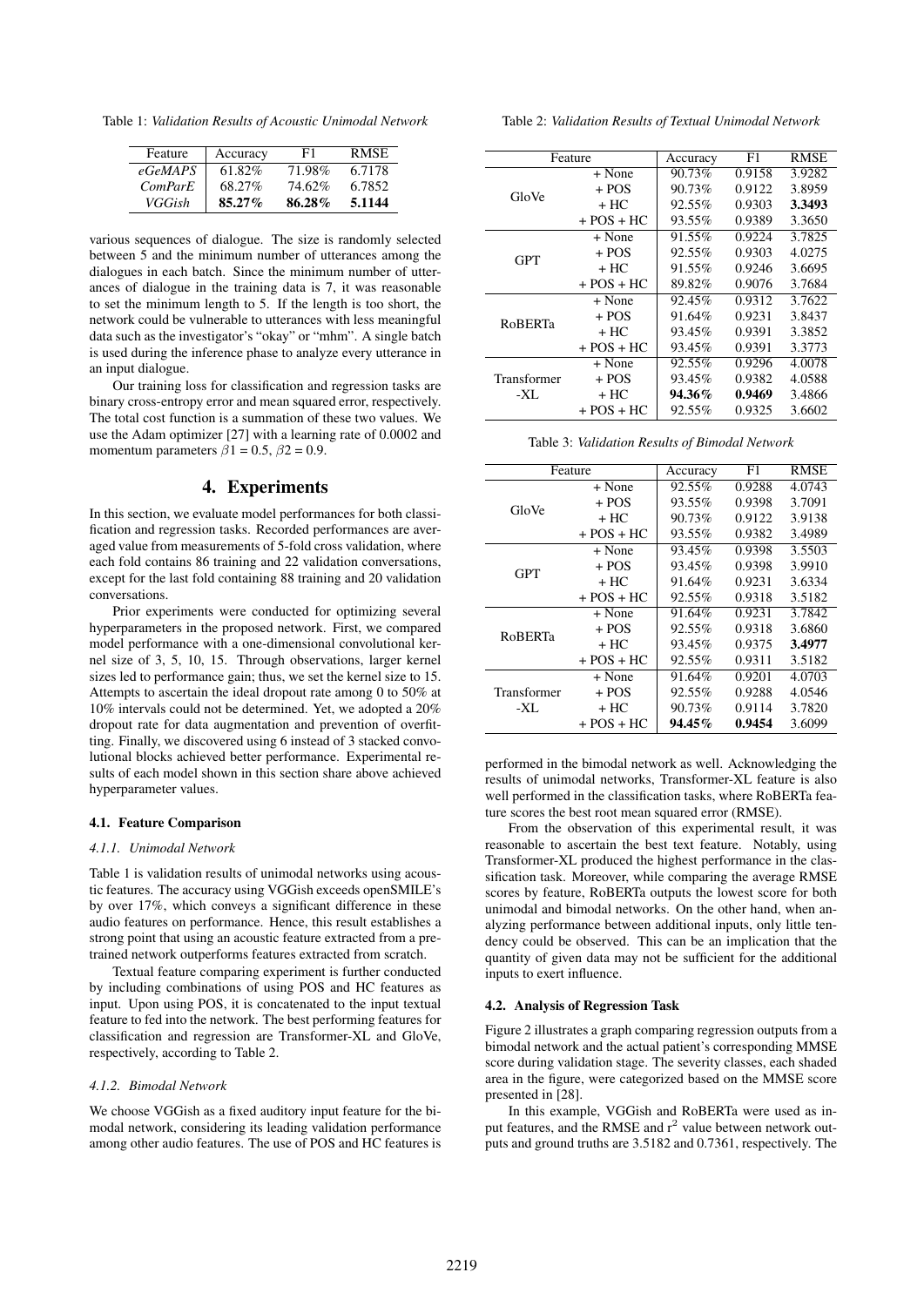Table 1: *Validation Results of Acoustic Unimodal Network*

| Feature | Accuracy | F1 | RMSE |
|---|---|---|---|
| *eGeMAPS* | 61.82% | 71.98% | 6.7178 |
| *ComParE* | 68.27% | 74.62% | 6.7852 |
| *VGGish* | **85.27%** | **86.28%** | **5.1144** |

various sequences of dialogue. The size is randomly selected between 5 and the minimum number of utterances among the dialogues in each batch. Since the minimum number of utterances of dialogue in the training data is 7, it was reasonable to set the minimum length to 5. If the length is too short, the network could be vulnerable to utterances with less meaningful data such as the investigator's "okay" or "mhm". A single batch is used during the inference phase to analyze every utterance in an input dialogue.

Our training loss for classification and regression tasks are binary cross-entropy error and mean squared error, respectively. The total cost function is a summation of these two values. We use the Adam optimizer [27] with a learning rate of 0.0002 and momentum parameters $\beta 1 = 0.5$, $\beta 2 = 0.9$.

## 4. Experiments

In this section, we evaluate model performances for both classification and regression tasks. Recorded performances are averaged value from measurements of 5-fold cross validation, where each fold contains 86 training and 22 validation conversations, except for the last fold containing 88 training and 20 validation conversations.

Prior experiments were conducted for optimizing several hyperparameters in the proposed network. First, we compared model performance with a one-dimensional convolutional kernel size of 3, 5, 10, 15. Through observations, larger kernel sizes led to performance gain; thus, we set the kernel size to 15. Attempts to ascertain the ideal dropout rate among 0 to 50% at 10% intervals could not be determined. Yet, we adopted a 20% dropout rate for data augmentation and prevention of overfitting. Finally, we discovered using 6 instead of 3 stacked convolutional blocks achieved better performance. Experimental results of each model shown in this section share above achieved hyperparameter values.

### 4.1. Feature Comparison

#### *4.1.1. Unimodal Network*

Table 1 is validation results of unimodal networks using acoustic features. The accuracy using VGGish exceeds openSMILE's by over 17%, which conveys a significant difference in these audio features on performance. Hence, this result establishes a strong point that using an acoustic feature extracted from a pretrained network outperforms features extracted from scratch.

Textual feature comparing experiment is further conducted by including combinations of using POS and HC features as input. Upon using POS, it is concatenated to the input textual feature to fed into the network. The best performing features for classification and regression are Transformer-XL and GloVe, respectively, according to Table 2.

#### *4.1.2. Bimodal Network*

We choose VGGish as a fixed auditory input feature for the bimodal network, considering its leading validation performance among other audio features. The use of POS and HC features is performed in the bimodal network as well. Acknowledging the results of unimodal networks, Transformer-XL feature is also well performed in the classification tasks, where RoBERTa feature scores the best root mean squared error (RMSE).

From the observation of this experimental result, it was reasonable to ascertain the best text feature. Notably, using Transformer-XL produced the highest performance in the classification task. Moreover, while comparing the average RMSE scores by feature, RoBERTa outputs the lowest score for both unimodal and bimodal networks. On the other hand, when analyzing performance between additional inputs, only little tendency could be observed. This can be an implication that the quantity of given data may not be sufficient for the additional inputs to exert influence.

Table 2: *Validation Results of Textual Unimodal Network*

| Feature | | Accuracy | F1 | RMSE |
|---|---|---|---|---|
| GloVe | + None | 90.73% | 0.9158 | 3.9282 |
| | + POS | 90.73% | 0.9122 | 3.8959 |
| | + HC | 92.55% | 0.9303 | **3.3493** |
| | + POS + HC | 93.55% | 0.9389 | 3.3650 |
| GPT | + None | 91.55% | 0.9224 | 3.7825 |
| | + POS | 92.55% | 0.9303 | 4.0275 |
| | + HC | 91.55% | 0.9246 | 3.6695 |
| | + POS + HC | 89.82% | 0.9076 | 3.7684 |
| RoBERTa | + None | 92.45% | 0.9312 | 3.7622 |
| | + POS | 91.64% | 0.9231 | 3.8437 |
| | + HC | 93.45% | 0.9391 | 3.3852 |
| | + POS + HC | 93.45% | 0.9391 | 3.3773 |
| Transformer-XL | + None | 92.55% | 0.9296 | 4.0078 |
| | + POS | 93.45% | 0.9382 | 4.0588 |
| | + HC | **94.36%** | **0.9469** | 3.4866 |
| | + POS + HC | 92.55% | 0.9325 | 3.6602 |

Table 3: *Validation Results of Bimodal Network*

| Feature | | Accuracy | F1 | RMSE |
|---|---|---|---|---|
| GloVe | + None | 92.55% | 0.9288 | 4.0743 |
| | + POS | 93.55% | 0.9398 | 3.7091 |
| | + HC | 90.73% | 0.9122 | 3.9138 |
| | + POS + HC | 93.55% | 0.9382 | 3.4989 |
| GPT | + None | 93.45% | 0.9398 | 3.5503 |
| | + POS | 93.45% | 0.9398 | 3.9910 |
| | + HC | 91.64% | 0.9231 | 3.6334 |
| | + POS + HC | 92.55% | 0.9318 | 3.5182 |
| RoBERTa | + None | 91.64% | 0.9231 | 3.7842 |
| | + POS | 92.55% | 0.9318 | 3.6860 |
| | + HC | 93.45% | 0.9375 | **3.4977** |
| | + POS + HC | 92.55% | 0.9311 | 3.5182 |
| Transformer-XL | + None | 91.64% | 0.9201 | 4.0703 |
| | + POS | 92.55% | 0.9288 | 4.0546 |
| | + HC | 90.73% | 0.9114 | 3.7820 |
| | + POS + HC | **94.45%** | **0.9454** | 3.6099 |

### 4.2. Analysis of Regression Task

Figure 2 illustrates a graph comparing regression outputs from a bimodal network and the actual patient's corresponding MMSE score during validation stage. The severity classes, each shaded area in the figure, were categorized based on the MMSE score presented in [28].

In this example, VGGish and RoBERTa were used as input features, and the RMSE and $r^2$ value between network outputs and ground truths are 3.5182 and 0.7361, respectively. The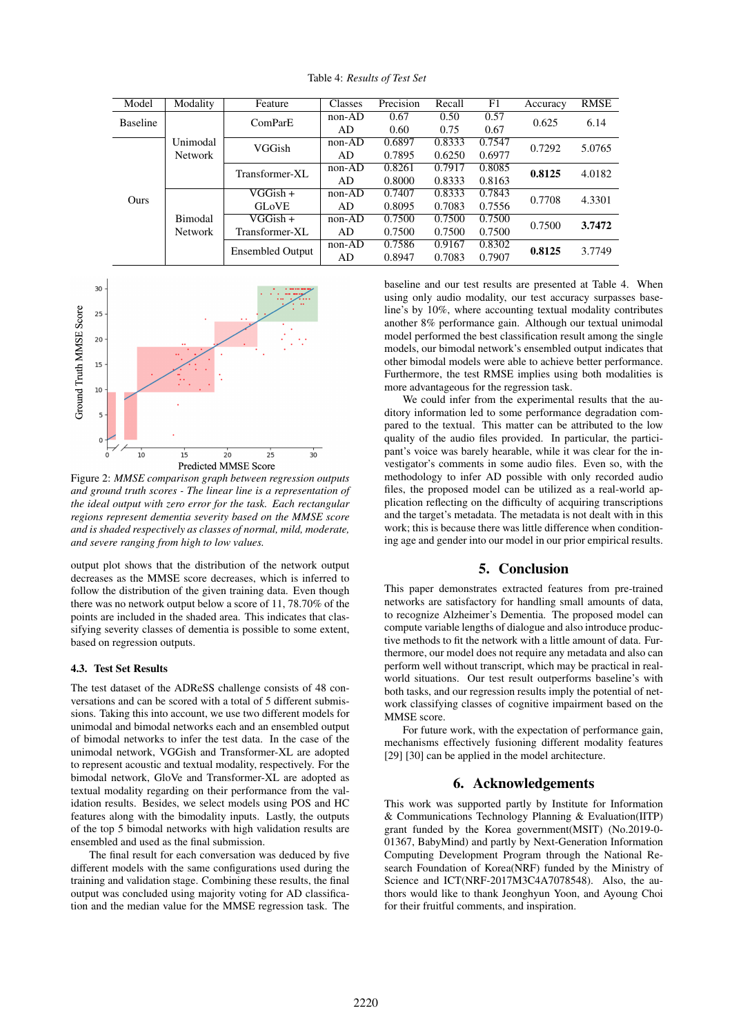Table 4: *Results of Test Set*

| Model | Modality | Feature | Classes | Precision | Recall | F1 | Accuracy | RMSE |
|---|---|---|---|---|---|---|---|---|
| Baseline | | ComParE | non-AD | 0.67 | 0.50 | 0.57 | 0.625 | 6.14 |
| | | | AD | 0.60 | 0.75 | 0.67 | | |
| Ours | Unimodal Network | VGGish | non-AD | 0.6897 | 0.8333 | 0.7547 | 0.7292 | 5.0765 |
| | | | AD | 0.7895 | 0.6250 | 0.6977 | | |
| | | Transformer-XL | non-AD | 0.8261 | 0.7917 | 0.8085 | **0.8125** | 4.0182 |
| | | | AD | 0.8000 | 0.8333 | 0.8163 | | |
| | Bimodal Network | VGGish + GLoVE | non-AD | 0.7407 | 0.8333 | 0.7843 | 0.7708 | 4.3301 |
| | | | AD | 0.8095 | 0.7083 | 0.7556 | | |
| | | VGGish + Transformer-XL | non-AD | 0.7500 | 0.7500 | 0.7500 | 0.7500 | **3.7472** |
| | | | AD | 0.7500 | 0.7500 | 0.7500 | | |
| | | Ensembled Output | non-AD | 0.7586 | 0.9167 | 0.8302 | **0.8125** | 3.7749 |
| | | | AD | 0.8947 | 0.7083 | 0.7907 | | |

Figure 2: *MMSE comparison graph between regression outputs and ground truth scores - The linear line is a representation of the ideal output with zero error for the task. Each rectangular regions represent dementia severity based on the MMSE score and is shaded respectively as classes of normal, mild, moderate, and severe ranging from high to low values.*

output plot shows that the distribution of the network output decreases as the MMSE score decreases, which is inferred to follow the distribution of the given training data. Even though there was no network output below a score of 11, 78.70% of the points are included in the shaded area. This indicates that classifying severity classes of dementia is possible to some extent, based on regression outputs.

### 4.3. Test Set Results

The test dataset of the ADReSS challenge consists of 48 conversations and can be scored with a total of 5 different submissions. Taking this into account, we use two different models for unimodal and bimodal networks each and an ensembled output of bimodal networks to infer the test data. In the case of the unimodal network, VGGish and Transformer-XL are adopted to represent acoustic and textual modality, respectively. For the bimodal network, GloVe and Transformer-XL are adopted as textual modality regarding on their performance from the validation results. Besides, we select models using POS and HC features along with the bimodality inputs. Lastly, the outputs of the top 5 bimodal networks with high validation results are ensembled and used as the final submission.

The final result for each conversation was deduced by five different models with the same configurations used during the training and validation stage. Combining these results, the final output was concluded using majority voting for AD classification and the median value for the MMSE regression task. The baseline and our test results are presented at Table 4. When using only audio modality, our test accuracy surpasses baseline's by 10%, where accounting textual modality contributes another 8% performance gain. Although our textual unimodal model performed the best classification result among the single models, our bimodal network's ensembled output indicates that other bimodal models were able to achieve better performance. Furthermore, the test RMSE implies using both modalities is more advantageous for the regression task.

We could infer from the experimental results that the auditory information led to some performance degradation compared to the textual. This matter can be attributed to the low quality of the audio files provided. In particular, the participant's voice was barely hearable, while it was clear for the investigator's comments in some audio files. Even so, with the methodology to infer AD possible with only recorded audio files, the proposed model can be utilized as a real-world application reflecting on the difficulty of acquiring transcriptions and the target's metadata. The metadata is not dealt with in this work; this is because there was little difference when conditioning age and gender into our model in our prior empirical results.

## 5. Conclusion

This paper demonstrates extracted features from pre-trained networks are satisfactory for handling small amounts of data, to recognize Alzheimer's Dementia. The proposed model can compute variable lengths of dialogue and also introduce productive methods to fit the network with a little amount of data. Furthermore, our model does not require any metadata and also can perform well without transcript, which may be practical in real-world situations. Our test result outperforms baseline's with both tasks, and our regression results imply the potential of network classifying classes of cognitive impairment based on the MMSE score.

For future work, with the expectation of performance gain, mechanisms effectively fusioning different modality features [29] [30] can be applied in the model architecture.

## 6. Acknowledgements

This work was supported partly by Institute for Information & Communications Technology Planning & Evaluation(IITP) grant funded by the Korea government(MSIT) (No.2019-0-01367, BabyMind) and partly by Next-Generation Information Computing Development Program through the National Research Foundation of Korea(NRF) funded by the Ministry of Science and ICT(NRF-2017M3C4A7078548). Also, the authors would like to thank Jeonghyun Yoon, and Ayoung Choi for their fruitful comments, and inspiration.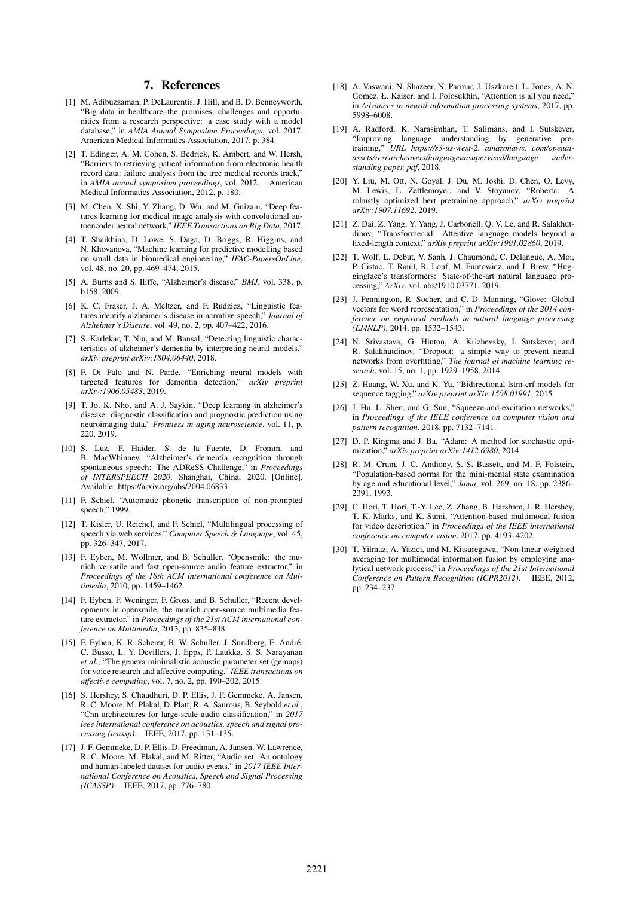## 7. References

[1] M. Adibuzzaman, P. DeLaurentis, J. Hill, and B. D. Benneyworth, "Big data in healthcare–the promises, challenges and opportunities from a research perspective: a case study with a model database," in *AMIA Annual Symposium Proceedings*, vol. 2017. American Medical Informatics Association, 2017, p. 384.

[2] T. Edinger, A. M. Cohen, S. Bedrick, K. Ambert, and W. Hersh, "Barriers to retrieving patient information from electronic health record data: failure analysis from the trec medical records track," in *AMIA annual symposium proceedings*, vol. 2012. American Medical Informatics Association, 2012, p. 180.

[3] M. Chen, X. Shi, Y. Zhang, D. Wu, and M. Guizani, "Deep features learning for medical image analysis with convolutional autoencoder neural network," *IEEE Transactions on Big Data*, 2017.

[4] T. Shaikhina, D. Lowe, S. Daga, D. Briggs, R. Higgins, and N. Khovanova, "Machine learning for predictive modelling based on small data in biomedical engineering," *IFAC-PapersOnLine*, vol. 48, no. 20, pp. 469–474, 2015.

[5] A. Burns and S. Iliffe, "Alzheimer's disease." *BMJ*, vol. 338, p. b158, 2009.

[6] K. C. Fraser, J. A. Meltzer, and F. Rudzicz, "Linguistic features identify alzheimer's disease in narrative speech," *Journal of Alzheimer's Disease*, vol. 49, no. 2, pp. 407–422, 2016.

[7] S. Karlekar, T. Niu, and M. Bansal, "Detecting linguistic characteristics of alzheimer's dementia by interpreting neural models," *arXiv preprint arXiv:1804.06440*, 2018.

[8] F. Di Palo and N. Parde, "Enriching neural models with targeted features for dementia detection," *arXiv preprint arXiv:1906.05483*, 2019.

[9] T. Jo, K. Nho, and A. J. Saykin, "Deep learning in alzheimer's disease: diagnostic classification and prognostic prediction using neuroimaging data," *Frontiers in aging neuroscience*, vol. 11, p. 220, 2019.

[10] S. Luz, F. Haider, S. de la Fuente, D. Fromm, and B. MacWhinney, "Alzheimer's dementia recognition through spontaneous speech: The ADReSS Challenge," in *Proceedings of INTERSPEECH 2020*, Shanghai, China, 2020. [Online]. Available: https://arxiv.org/abs/2004.06833

[11] F. Schiel, "Automatic phonetic transcription of non-prompted speech," 1999.

[12] T. Kisler, U. Reichel, and F. Schiel, "Multilingual processing of speech via web services," *Computer Speech & Language*, vol. 45, pp. 326–347, 2017.

[13] F. Eyben, M. Wöllmer, and B. Schuller, "Opensmile: the munich versatile and fast open-source audio feature extractor," in *Proceedings of the 18th ACM international conference on Multimedia*, 2010, pp. 1459–1462.

[14] F. Eyben, F. Weninger, F. Gross, and B. Schuller, "Recent developments in opensmile, the munich open-source multimedia feature extractor," in *Proceedings of the 21st ACM international conference on Multimedia*, 2013, pp. 835–838.

[15] F. Eyben, K. R. Scherer, B. W. Schuller, J. Sundberg, E. André, C. Busso, L. Y. Devillers, J. Epps, P. Laukka, S. S. Narayanan *et al.*, "The geneva minimalistic acoustic parameter set (gemaps) for voice research and affective computing," *IEEE transactions on affective computing*, vol. 7, no. 2, pp. 190–202, 2015.

[16] S. Hershey, S. Chaudhuri, D. P. Ellis, J. F. Gemmeke, A. Jansen, R. C. Moore, M. Plakal, D. Platt, R. A. Saurous, B. Seybold *et al.*, "Cnn architectures for large-scale audio classification," in *2017 ieee international conference on acoustics, speech and signal processing (icassp)*. IEEE, 2017, pp. 131–135.

[17] J. F. Gemmeke, D. P. Ellis, D. Freedman, A. Jansen, W. Lawrence, R. C. Moore, M. Plakal, and M. Ritter, "Audio set: An ontology and human-labeled dataset for audio events," in *2017 IEEE International Conference on Acoustics, Speech and Signal Processing (ICASSP)*. IEEE, 2017, pp. 776–780.

[18] A. Vaswani, N. Shazeer, N. Parmar, J. Uszkoreit, L. Jones, A. N. Gomez, Ł. Kaiser, and I. Polosukhin, "Attention is all you need," in *Advances in neural information processing systems*, 2017, pp. 5998–6008.

[19] A. Radford, K. Narasimhan, T. Salimans, and I. Sutskever, "Improving language understanding by generative pre-training," *URL https://s3-us-west-2. amazonaws. com/openai-assets/researchcovers/languageunsupervised/language understanding paper. pdf*, 2018.

[20] Y. Liu, M. Ott, N. Goyal, J. Du, M. Joshi, D. Chen, O. Levy, M. Lewis, L. Zettlemoyer, and V. Stoyanov, "Roberta: A robustly optimized bert pretraining approach," *arXiv preprint arXiv:1907.11692*, 2019.

[21] Z. Dai, Z. Yang, Y. Yang, J. Carbonell, Q. V. Le, and R. Salakhutdinov, "Transformer-xl: Attentive language models beyond a fixed-length context," *arXiv preprint arXiv:1901.02860*, 2019.

[22] T. Wolf, L. Debut, V. Sanh, J. Chaumond, C. Delangue, A. Moi, P. Cistac, T. Rault, R. Louf, M. Funtowicz, and J. Brew, "Huggingface's transformers: State-of-the-art natural language processing," *ArXiv*, vol. abs/1910.03771, 2019.

[23] J. Pennington, R. Socher, and C. D. Manning, "Glove: Global vectors for word representation," in *Proceedings of the 2014 conference on empirical methods in natural language processing (EMNLP)*, 2014, pp. 1532–1543.

[24] N. Srivastava, G. Hinton, A. Krizhevsky, I. Sutskever, and R. Salakhutdinov, "Dropout: a simple way to prevent neural networks from overfitting," *The journal of machine learning research*, vol. 15, no. 1, pp. 1929–1958, 2014.

[25] Z. Huang, W. Xu, and K. Yu, "Bidirectional lstm-crf models for sequence tagging," *arXiv preprint arXiv:1508.01991*, 2015.

[26] J. Hu, L. Shen, and G. Sun, "Squeeze-and-excitation networks," in *Proceedings of the IEEE conference on computer vision and pattern recognition*, 2018, pp. 7132–7141.

[27] D. P. Kingma and J. Ba, "Adam: A method for stochastic optimization," *arXiv preprint arXiv:1412.6980*, 2014.

[28] R. M. Crum, J. C. Anthony, S. S. Bassett, and M. F. Folstein, "Population-based norms for the mini-mental state examination by age and educational level," *Jama*, vol. 269, no. 18, pp. 2386–2391, 1993.

[29] C. Hori, T. Hori, T.-Y. Lee, Z. Zhang, B. Harsham, J. R. Hershey, T. K. Marks, and K. Sumi, "Attention-based multimodal fusion for video description," in *Proceedings of the IEEE international conference on computer vision*, 2017, pp. 4193–4202.

[30] T. Yilmaz, A. Yazici, and M. Kitsuregawa, "Non-linear weighted averaging for multimodal information fusion by employing analytical network process," in *Proceedings of the 21st International Conference on Pattern Recognition (ICPR2012)*. IEEE, 2012, pp. 234–237.